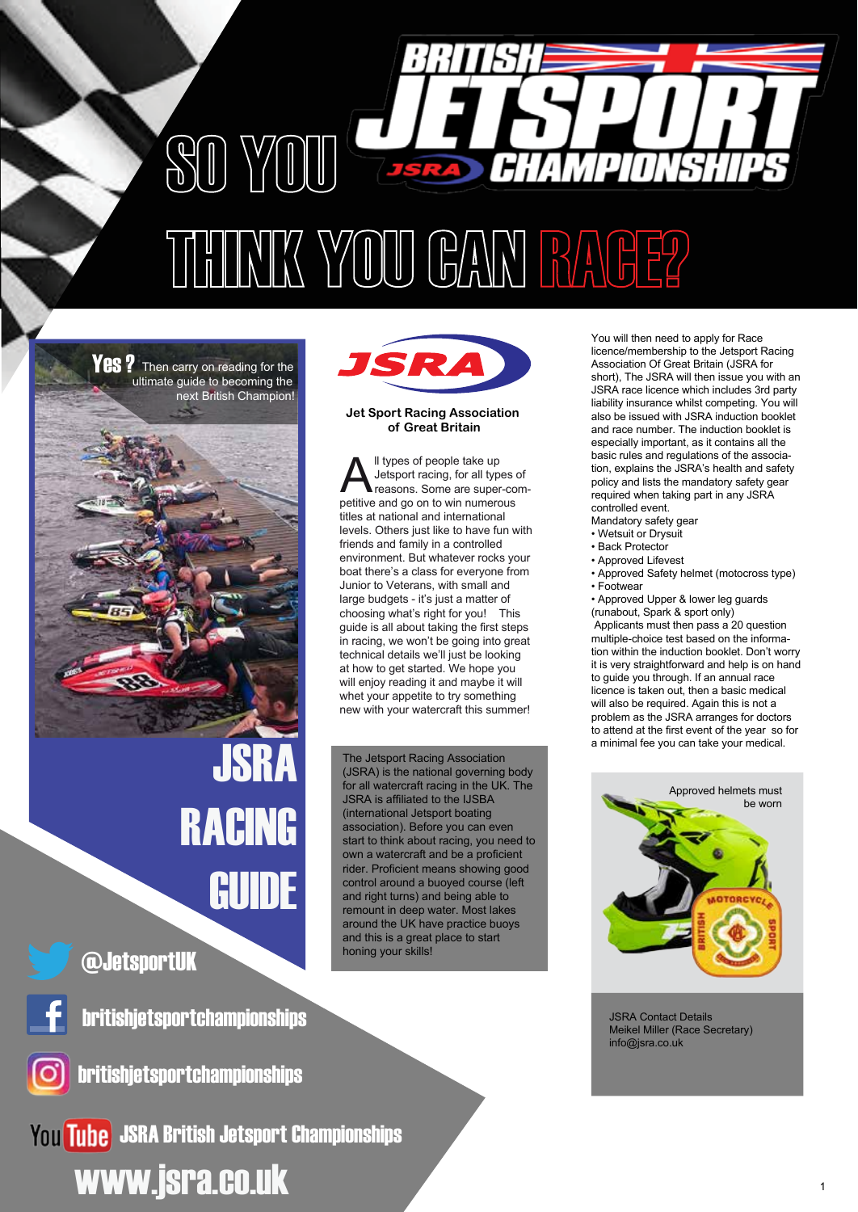# SO YOU THINK YOU CAN RACE?

BRITISH JETSPORT JSRA CHAMPIONSHIPS

**Yes ?** Then carry on reading for the ultimate guide to becoming the next British Champion!

## JSRA RACING GUIDE

@JetsportUK

britishjetsportchampionships

britishjetsportchampionships

JSRA British Jetsport Championships

www.jsra.co.uk

**Jet Sport Racing Association of Great Britain**

All types of people take up Jetsport racing, for all types of reasons. Some are super-competitive and go on to win numerous titles at national and international levels. Others just like to have fun with friends and family in a controlled environment. But whatever rocks your boat there's a class for everyone from Junior to Veterans, with small and large budgets - it's just a matter of choosing what's right for you! This guide is all about taking the first steps in racing, we won't be going into great technical details we'll just be looking at how to get started. We hope you will enjoy reading it and maybe it will whet your appetite to try something new with your watercraft this summer!

The Jetsport Racing Association (JSRA) is the national governing body for all watercraft racing in the UK. The JSRA is affiliated to the IJSBA (international Jetsport boating association). Before you can even start to think about racing, you need to own a watercraft and be a proficient rider. Proficient means showing good control around a buoyed course (left and right turns) and being able to remount in deep water. Most lakes around the UK have practice buoys and this is a great place to start honing your skills!

You will then need to apply for Race licence/membership to the Jetsport Racing Association of Great Britain (JSRA for short), The JSRA will then issue you with an JSRA race licence which includes 3rd party liability insurance whilst competing. You will also be issued with JSRA induction booklet and race number. The induction booklet is especially important, as it contains all the basic rules and regulations of the association, explains the JSRA's health and safety policy and lists the mandatory safety gear required when taking part in any JSRA controlled event.

Mandatory safety gear

- Wetsuit or Drysuit
- Back Protector
- Approved Lifevest
- Approved Safety helmet (motocross type)
- Footwear
- Approved Upper & lower leg guards (runabout, Spark & sport only)

Applicants must then pass a 20 question multiple-choice test based on the information within the induction booklet. Don't worry it is very straightforward and help is on hand to guide you through. If an annual race licence is taken out, then a basic medical will also be required. Again this is not a problem as the JSRA arranges for doctors to attend at the first event of the year so for a minimal fee you can take your medical.

Approved helmets must be worn

JSRA Contact Details
Meikel Miller (Race Secretary)
info@jsra.co.uk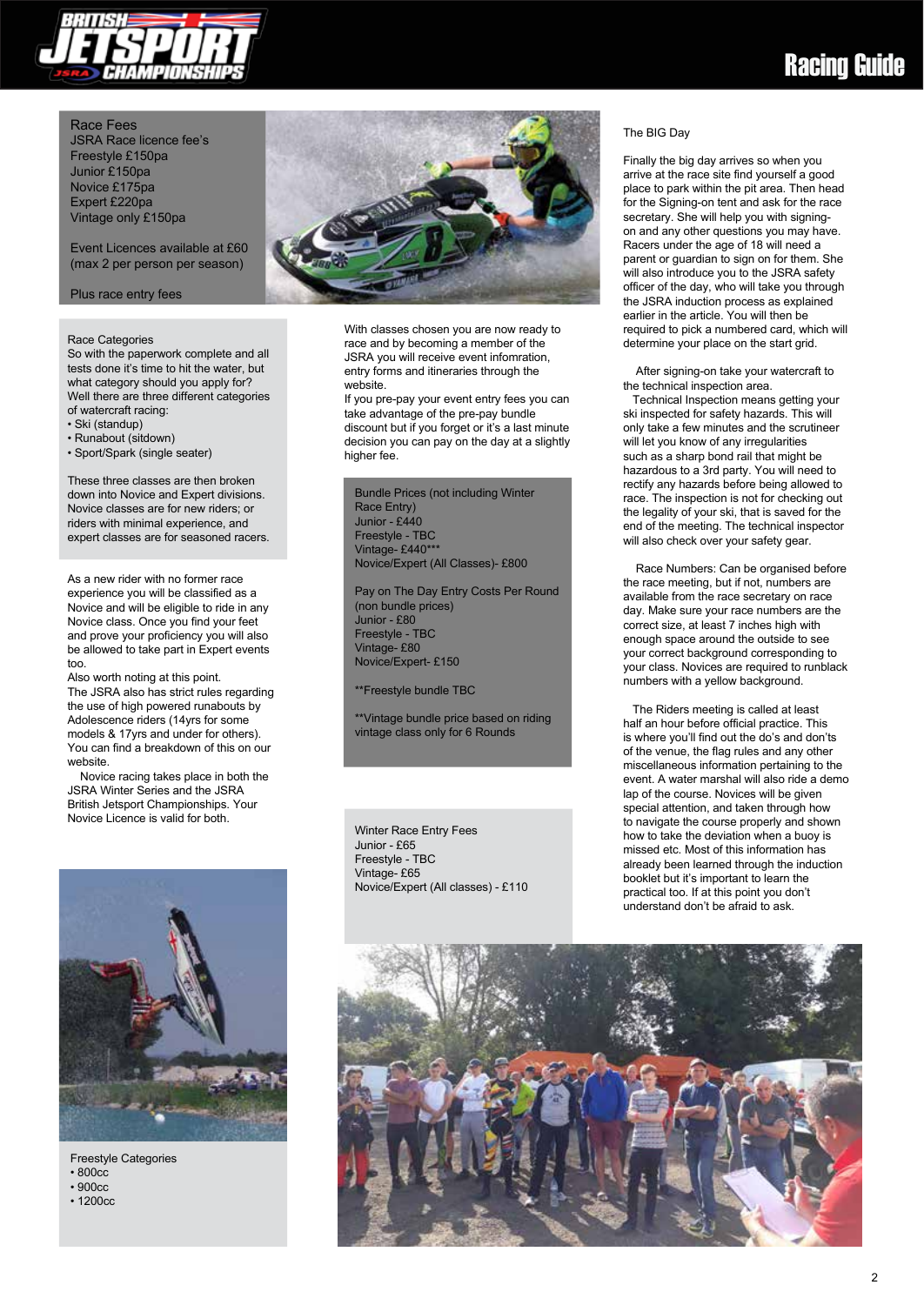## Race Fees

JSRA Race licence fee's
Freestyle £150pa
Junior £150pa
Novice £175pa
Expert £220pa
Vintage only £150pa

Event Licences available at £60 (max 2 per person per season)

Plus race entry fees

## Race Categories

So with the paperwork complete and all tests done it's time to hit the water, but what category should you apply for? Well there are three different categories of watercraft racing:

- Ski (standup)
- Runabout (sitdown)
- Sport/Spark (single seater)

These three classes are then broken down into Novice and Expert divisions. Novice classes are for new riders; or riders with minimal experience, and expert classes are for seasoned racers.

As a new rider with no former race experience you will be classified as a Novice and will be eligible to ride in any Novice class. Once you find your feet and prove your proficiency you will also be allowed to take part in Expert events too.

Also worth noting at this point.

The JSRA also has strict rules regarding the use of high powered runabouts by Adolescence riders (14yrs for some models & 17yrs and under for others). You can find a breakdown of this on our website.

Novice racing takes place in both the JSRA Winter Series and the JSRA British Jetsport Championships. Your Novice Licence is valid for both.

## Freestyle Categories

- 800cc
- 900cc
- 1200cc

With classes chosen you are now ready to race and by becoming a member of the JSRA you will receive event infomration, entry forms and itineraries through the website.

If you pre-pay your event entry fees you can take advantage of the pre-pay bundle discount but if you forget or it's a last minute decision you can pay on the day at a slightly higher fee.

Bundle Prices (not including Winter Race Entry)
Junior - £440
Freestyle - TBC
Vintage- £440***
Novice/Expert (All Classes)- £800

Pay on The Day Entry Costs Per Round (non bundle prices)
Junior - £80
Freestyle - TBC
Vintage- £80
Novice/Expert- £150

**Freestyle bundle TBC

**Vintage bundle price based on riding vintage class only for 6 Rounds

Winter Race Entry Fees
Junior - £65
Freestyle - TBC
Vintage- £65
Novice/Expert (All classes) - £110

## The BIG Day

Finally the big day arrives so when you arrive at the race site find yourself a good place to park within the pit area. Then head for the Signing-on tent and ask for the race secretary. She will help you with signing-on and any other questions you may have. Racers under the age of 18 will need a parent or guardian to sign on for them. She will also introduce you to the JSRA safety officer of the day, who will take you through the JSRA induction process as explained earlier in the article. You will then be required to pick a numbered card, which will determine your place on the start grid.

After signing-on take your watercraft to the technical inspection area.

Technical Inspection means getting your ski inspected for safety hazards. This will only take a few minutes and the scrutineer will let you know of any irregularities such as a sharp bond rail that might be hazardous to a 3rd party. You will need to rectify any hazards before being allowed to race. The inspection is not for checking out the legality of your ski, that is saved for the end of the meeting. The technical inspector will also check over your safety gear.

Race Numbers: Can be organised before the race meeting, but if not, numbers are available from the race secretary on race day. Make sure your race numbers are the correct size, at least 7 inches high with enough space around the outside to see your correct background corresponding to your class. Novices are required to runblack numbers with a yellow background.

The Riders meeting is called at least half an hour before official practice. This is where you'll find out the do's and don'ts of the venue, the flag rules and any other miscellaneous information pertaining to the event. A water marshal will also ride a demo lap of the course. Novices will be given special attention, and taken through how to navigate the course properly and shown how to take the deviation when a buoy is missed etc. Most of this information has already been learned through the induction booklet but it's important to learn the practical too. If at this point you don't understand don't be afraid to ask.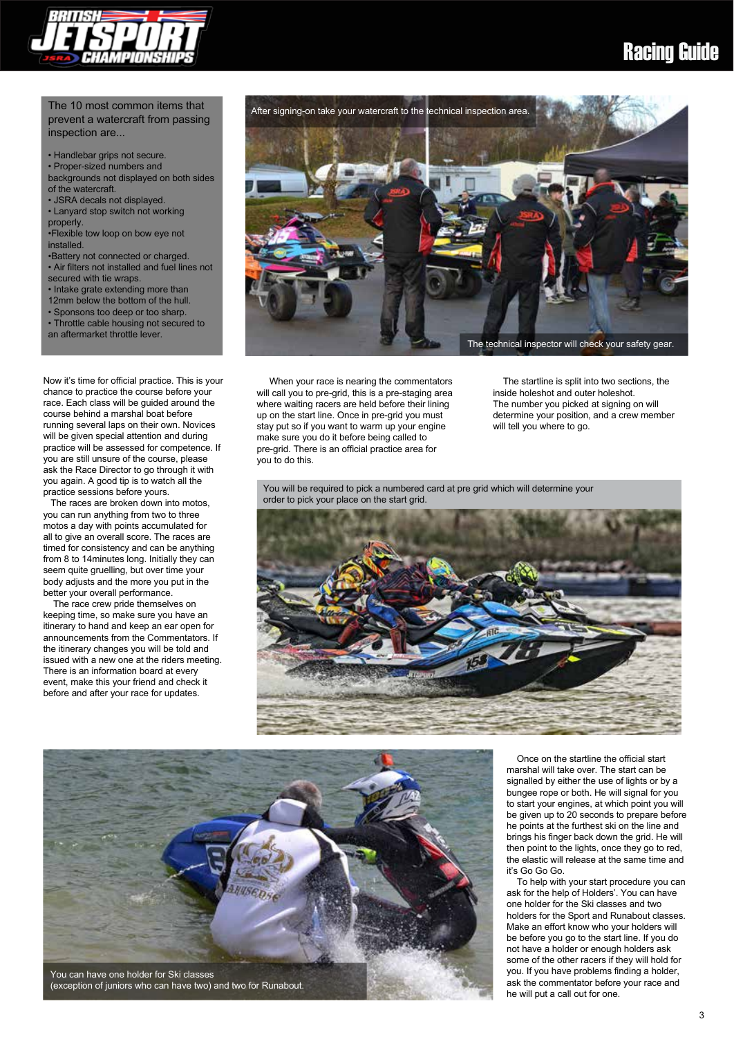The 10 most common items that prevent a watercraft from passing inspection are...

- Handlebar grips not secure.
- Proper-sized numbers and backgrounds not displayed on both sides of the watercraft.
- JSRA decals not displayed.
- Lanyard stop switch not working properly.
- Flexible tow loop on bow eye not installed.
- Battery not connected or charged.
- Air filters not installed and fuel lines not secured with tie wraps.
- Intake grate extending more than 12mm below the bottom of the hull.
- Sponsons too deep or too sharp.
- Throttle cable housing not secured to an aftermarket throttle lever.

After signing-on take your watercraft to the technical inspection area.

The technical inspector will check your safety gear.

Now it's time for official practice. This is your chance to practice the course before your race. Each class will be guided around the course behind a marshal boat before running several laps on their own. Novices will be given special attention and during practice will be assessed for competence. If you are still unsure of the course, please ask the Race Director to go through it with you again. A good tip is to watch all the practice sessions before yours.

The races are broken down into motos, you can run anything from two to three motos a day with points accumulated for all to give an overall score. The races are timed for consistency and can be anything from 8 to 14minutes long. Initially they can seem quite gruelling, but over time your body adjusts and the more you put in the better your overall performance.

The race crew pride themselves on keeping time, so make sure you have an itinerary to hand and keep an ear open for announcements from the Commentators. If the itinerary changes you will be told and issued with a new one at the riders meeting. There is an information board at every event, make this your friend and check it before and after your race for updates.

When your race is nearing the commentators will call you to pre-grid, this is a pre-staging area where waiting racers are held before their lining up on the start line. Once in pre-grid you must stay put so if you want to warm up your engine make sure you do it before being called to pre-grid. There is an official practice area for you to do this.

The startline is split into two sections, the inside holeshot and outer holeshot. The number you picked at signing on will determine your position, and a crew member will tell you where to go.

You will be required to pick a numbered card at pre grid which will determine your order to pick your place on the start grid.

You can have one holder for Ski classes (exception of juniors who can have two) and two for Runabout.

Once on the startline the official start marshal will take over. The start can be signalled by either the use of lights or by a bungee rope or both. He will signal for you to start your engines, at which point you will be given up to 20 seconds to prepare before he points at the furthest ski on the line and brings his finger back down the grid. He will then point to the lights, once they go to red, the elastic will release at the same time and it's Go Go Go.

To help with your start procedure you can ask for the help of Holders'. You can have one holder for the Ski classes and two holders for the Sport and Runabout classes. Make an effort know who your holders will be before you go to the start line. If you do not have a holder or enough holders ask some of the other racers if they will hold for you. If you have problems finding a holder, ask the commentator before your race and he will put a call out for one.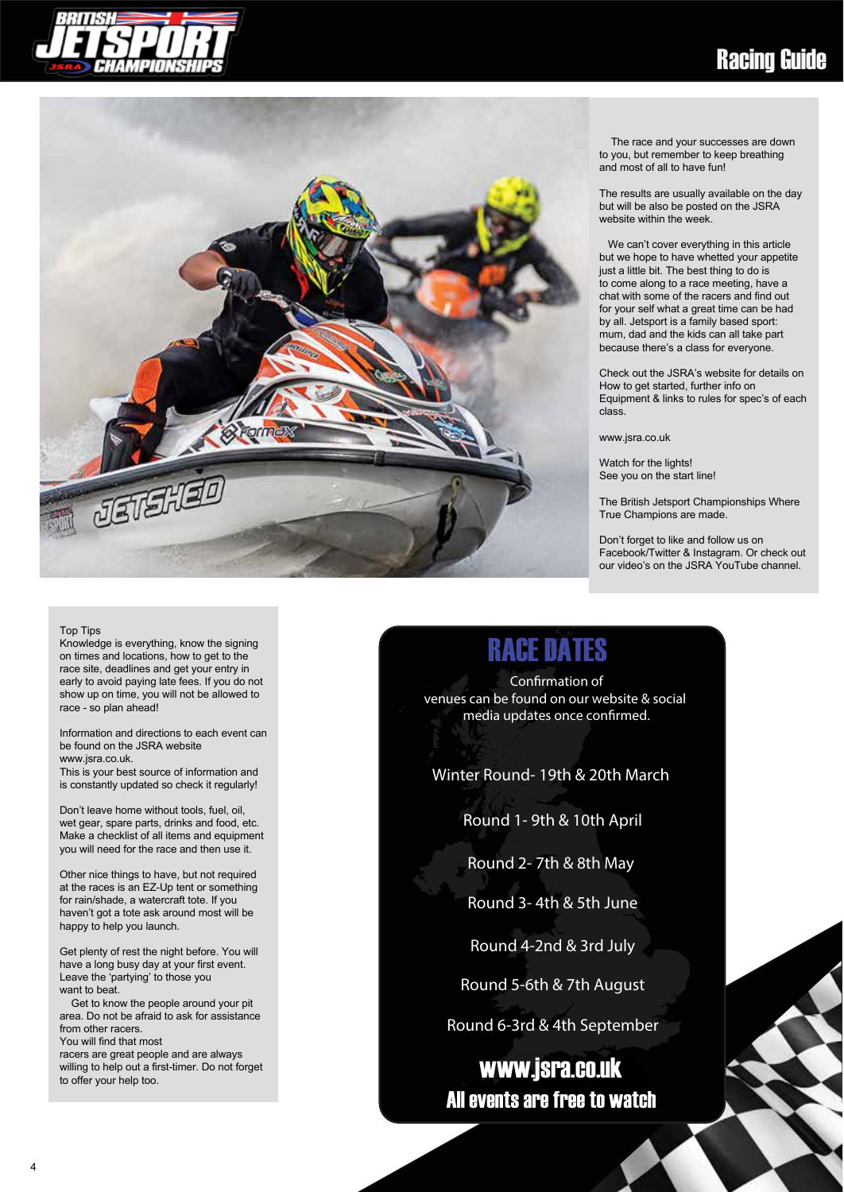The race and your successes are down to you, but remember to keep breathing and most of all to have fun!

The results are usually available on the day but will be also be posted on the JSRA website within the week.

We can't cover everything in this article but we hope to have whetted your appetite just a little bit. The best thing to do is to come along to a race meeting, have a chat with some of the racers and find out for your self what a great time can be had by all. Jetsport is a family based sport: mum, dad and the kids can all take part because there's a class for everyone.

Check out the JSRA's website for details on How to get started, further info on Equipment & links to rules for spec's of each class.

www.jsra.co.uk

Watch for the lights!
See you on the start line!

The British Jetsport Championships Where True Champions are made.

Don't forget to like and follow us on Facebook/Twitter & Instagram. Or check out our video's on the JSRA YouTube channel.

Top Tips

Knowledge is everything, know the signing on times and locations, how to get to the race site, deadlines and get your entry in early to avoid paying late fees. If you do not show up on time, you will not be allowed to race - so plan ahead!

Information and directions to each event can be found on the JSRA website www.jsra.co.uk.
This is your best source of information and is constantly updated so check it regularly!

Don't leave home without tools, fuel, oil, wet gear, spare parts, drinks and food, etc. Make a checklist of all items and equipment you will need for the race and then use it.

Other nice things to have, but not required at the races is an EZ-Up tent or something for rain/shade, a watercraft tote. If you haven't got a tote ask around most will be happy to help you launch.

Get plenty of rest the night before. You will have a long busy day at your first event. Leave the 'partying' to those you want to beat.

Get to know the people around your pit area. Do not be afraid to ask for assistance from other racers.
You will find that most racers are great people and are always willing to help out a first-timer. Do not forget to offer your help too.

# RACE DATES

Confirmation of venues can be found on our website & social media updates once confirmed.

Winter Round- 19th & 20th March

Round 1- 9th & 10th April

Round 2- 7th & 8th May

Round 3- 4th & 5th June

Round 4-2nd & 3rd July

Round 5-6th & 7th August

Round 6-3rd & 4th September

**www.jsra.co.uk**

**All events are free to watch**